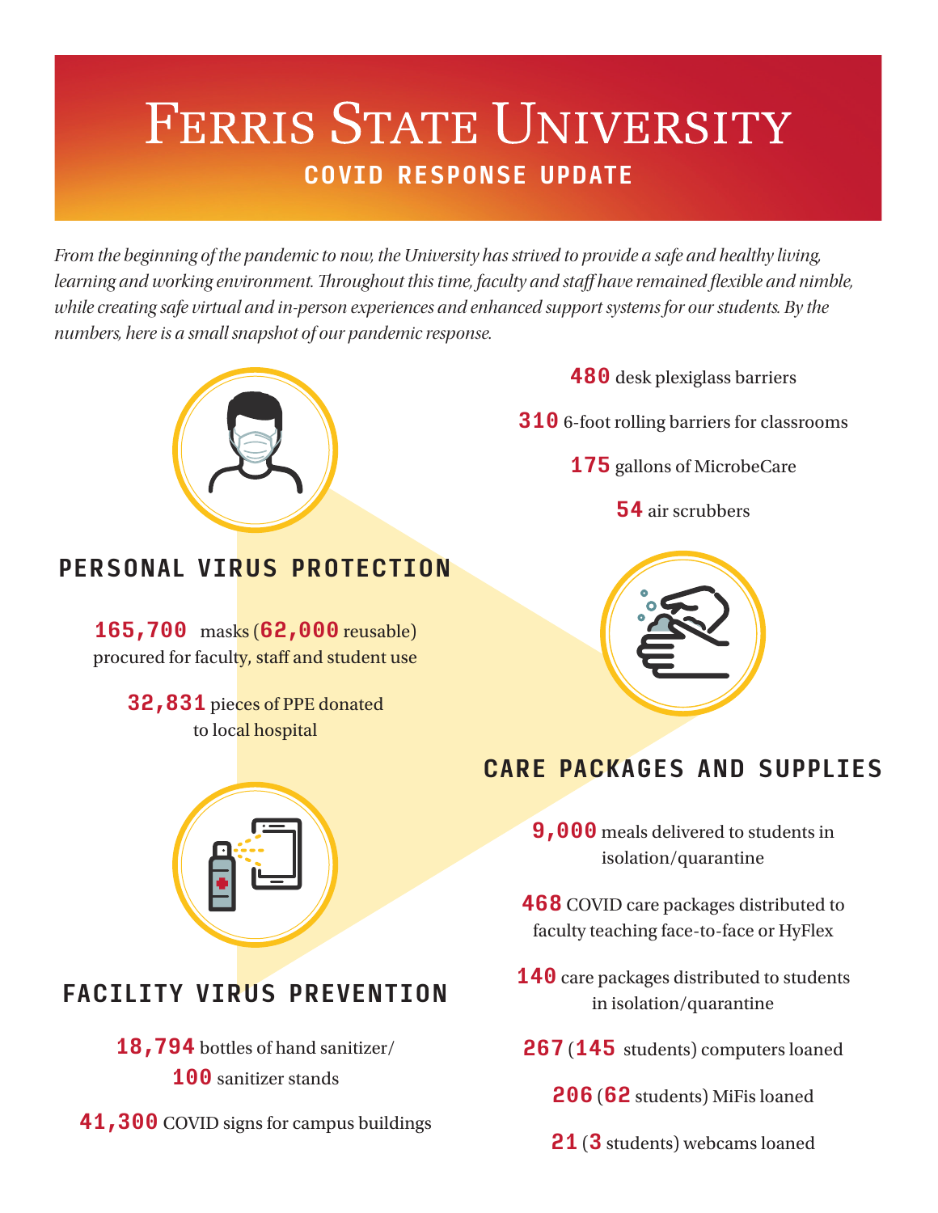# Ferris State University

## COVID RESPONSE UPDATE

*From the beginning of the pandemic to now, the University has strived to provide a safe and healthy living, learning and working environment. Throughout this time, faculty and staff have remained flexible and nimble, while creating safe virtual and in-person experiences and enhanced support systems for our students. By the numbers, here is a small snapshot of our pandemic response.*

### PERSONAL VIRUS PROTECTION

**165,700** masks (**62,000** reusable) procured for faculty, staff and student use

**32,831** pieces of PPE donated to local hospital

### FACILITY VIRUS PREVENTION

**18,794** bottles of hand sanitizer/ **100** sanitizer stands

**41,300** COVID signs for campus buildings

**480** desk plexiglass barriers

**310** 6-foot rolling barriers for classrooms

**175** gallons of MicrobeCare

**54** air scrubbers

### CARE PACKAGES AND SUPPLIES

**9,000** meals delivered to students in isolation/quarantine

**468** COVID care packages distributed to faculty teaching face-to-face or HyFlex

**140** care packages distributed to students in isolation/quarantine

**267** (**145** students) computers loaned

**206** (**62** students) MiFis loaned

**21** (**3** students) webcams loaned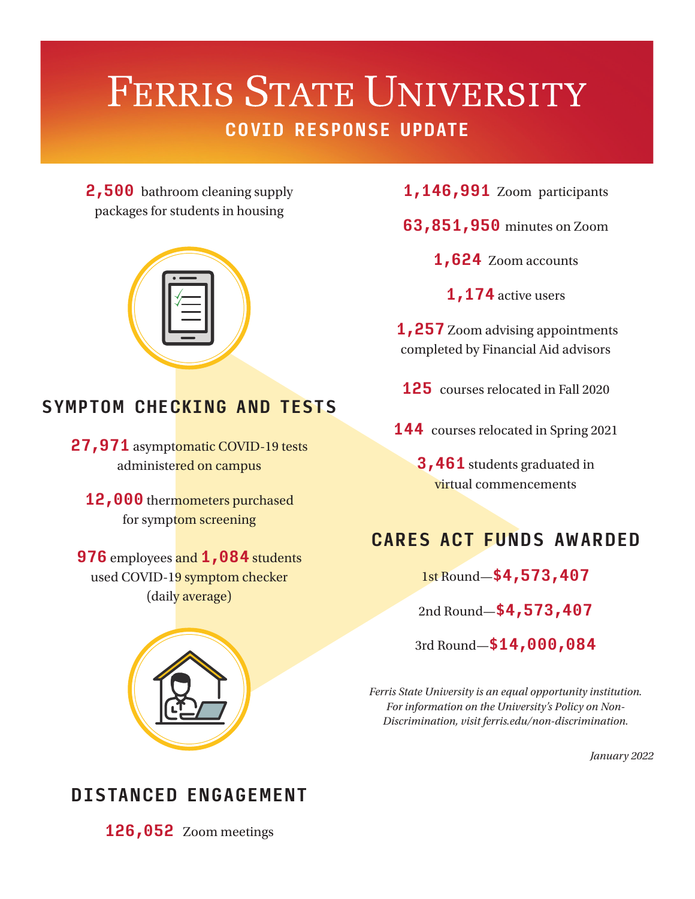# Ferris State University

## COVID RESPONSE UPDATE

**2,500** bathroom cleaning supply packages for students in housing

## SYMPTOM CHECKING AND TESTS

**27,971** asymptomatic COVID-19 tests administered on campus

**12,000** thermometers purchased for symptom screening

**976** employees and **1,084** students used COVID-19 symptom checker (daily average)

## DISTANCED ENGAGEMENT

**126,052** Zoom meetings

**1,146,991** Zoom participants

**63,851,950** minutes on Zoom

**1,624** Zoom accounts

**1,174** active users

**1,257** Zoom advising appointments completed by Financial Aid advisors

**125** courses relocated in Fall 2020

**144** courses relocated in Spring 2021

**3,461** students graduated in virtual commencements

## CARES ACT FUNDS AWARDED

1st Round—**$4,573,407**

2nd Round—**$4,573,407**

3rd Round—**$14,000,084**

*Ferris State University is an equal opportunity institution. For information on the University's Policy on Non-Discrimination, visit ferris.edu/non-discrimination.*

*January 2022*